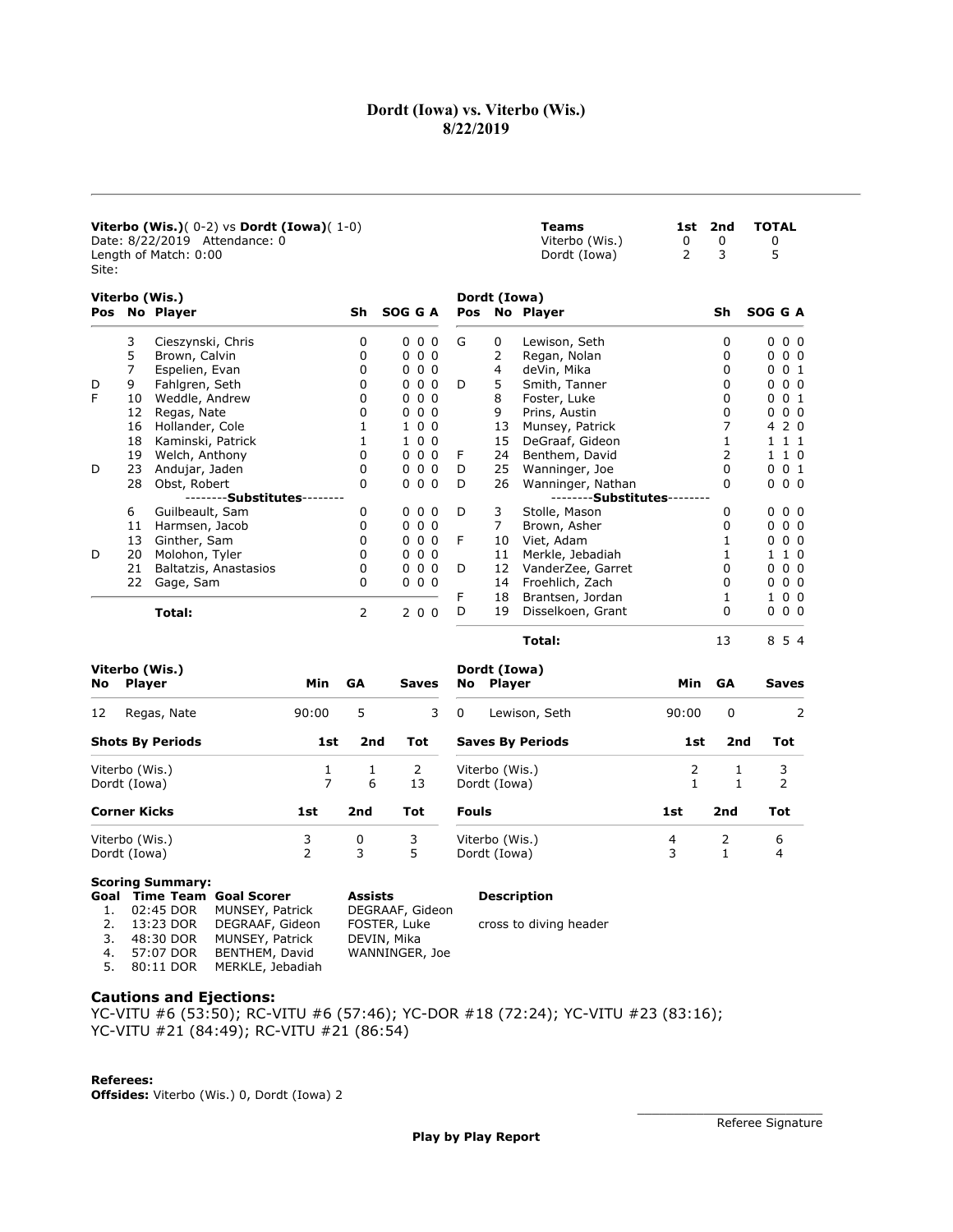# Dordt (Iowa) vs. Viterbo (Wis.)
## 8/22/2019

**Viterbo (Wis.)**( 0-2) vs **Dordt (Iowa)**( 1-0)
Date: 8/22/2019 Attendance: 0
Length of Match: 0:00
Site:

| Teams | 1st | 2nd | TOTAL |
|---|---|---|---|
| Viterbo (Wis.) | 0 | 0 | 0 |
| Dordt (Iowa) | 2 | 3 | 5 |

**Viterbo (Wis.)**

| Pos | No | Player | Sh | SOG | G | A |
|---|---|---|---|---|---|---|
| | 3 | Cieszynski, Chris | 0 | 0 | 0 | 0 |
| | 5 | Brown, Calvin | 0 | 0 | 0 | 0 |
| | 7 | Espelien, Evan | 0 | 0 | 0 | 0 |
| D | 9 | Fahlgren, Seth | 0 | 0 | 0 | 0 |
| F | 10 | Weddle, Andrew | 0 | 0 | 0 | 0 |
| | 12 | Regas, Nate | 0 | 0 | 0 | 0 |
| | 16 | Hollander, Cole | 1 | 1 | 0 | 0 |
| | 18 | Kaminski, Patrick | 1 | 1 | 0 | 0 |
| | 19 | Welch, Anthony | 0 | 0 | 0 | 0 |
| D | 23 | Andujar, Jaden | 0 | 0 | 0 | 0 |
| | 28 | Obst, Robert | 0 | 0 | 0 | 0 |
| | | --------**Substitutes**-------- | | | | |
| | 6 | Guilbeault, Sam | 0 | 0 | 0 | 0 |
| | 11 | Harmsen, Jacob | 0 | 0 | 0 | 0 |
| | 13 | Ginther, Sam | 0 | 0 | 0 | 0 |
| D | 20 | Molohon, Tyler | 0 | 0 | 0 | 0 |
| | 21 | Baltatzis, Anastasios | 0 | 0 | 0 | 0 |
| | 22 | Gage, Sam | 0 | 0 | 0 | 0 |
| | | **Total:** | 2 | 2 | 0 | 0 |

**Dordt (Iowa)**

| Pos | No | Player | Sh | SOG | G | A |
|---|---|---|---|---|---|---|
| G | 0 | Lewison, Seth | 0 | 0 | 0 | 0 |
| | 2 | Regan, Nolan | 0 | 0 | 0 | 0 |
| | 4 | deVin, Mika | 0 | 0 | 0 | 1 |
| D | 5 | Smith, Tanner | 0 | 0 | 0 | 0 |
| | 8 | Foster, Luke | 0 | 0 | 0 | 1 |
| | 9 | Prins, Austin | 0 | 0 | 0 | 0 |
| | 13 | Munsey, Patrick | 7 | 4 | 2 | 0 |
| | 15 | DeGraaf, Gideon | 1 | 1 | 1 | 1 |
| F | 24 | Benthem, David | 2 | 1 | 1 | 0 |
| D | 25 | Wanninger, Joe | 0 | 0 | 0 | 1 |
| D | 26 | Wanninger, Nathan | 0 | 0 | 0 | 0 |
| | | --------**Substitutes**-------- | | | | |
| D | 3 | Stolle, Mason | 0 | 0 | 0 | 0 |
| | 7 | Brown, Asher | 0 | 0 | 0 | 0 |
| F | 10 | Viet, Adam | 1 | 0 | 0 | 0 |
| | 11 | Merkle, Jebadiah | 1 | 1 | 1 | 0 |
| D | 12 | VanderZee, Garret | 0 | 0 | 0 | 0 |
| | 14 | Froehlich, Zach | 0 | 0 | 0 | 0 |
| F | 18 | Brantsen, Jordan | 1 | 1 | 0 | 0 |
| D | 19 | Disselkoen, Grant | 0 | 0 | 0 | 0 |
| | | **Total:** | 13 | 8 | 5 | 4 |

**Viterbo (Wis.)**

| No | Player | Min | GA | Saves |
|---|---|---|---|---|
| 12 | Regas, Nate | 90:00 | 5 | 3 |

**Dordt (Iowa)**

| No | Player | Min | GA | Saves |
|---|---|---|---|---|
| 0 | Lewison, Seth | 90:00 | 0 | 2 |

| Shots By Periods | 1st | 2nd | Tot |
|---|---|---|---|
| Viterbo (Wis.) | 1 | 1 | 2 |
| Dordt (Iowa) | 7 | 6 | 13 |

| Saves By Periods | 1st | 2nd | Tot |
|---|---|---|---|
| Viterbo (Wis.) | 2 | 1 | 3 |
| Dordt (Iowa) | 1 | 1 | 2 |

| Corner Kicks | 1st | 2nd | Tot |
|---|---|---|---|
| Viterbo (Wis.) | 3 | 0 | 3 |
| Dordt (Iowa) | 2 | 3 | 5 |

| Fouls | 1st | 2nd | Tot |
|---|---|---|---|
| Viterbo (Wis.) | 4 | 2 | 6 |
| Dordt (Iowa) | 3 | 1 | 4 |

**Scoring Summary:**

| Goal | Time | Team | Goal Scorer | Assists | Description |
|---|---|---|---|---|---|
| 1. | 02:45 | DOR | MUNSEY, Patrick | DEGRAAF, Gideon | |
| 2. | 13:23 | DOR | DEGRAAF, Gideon | FOSTER, Luke | cross to diving header |
| 3. | 48:30 | DOR | MUNSEY, Patrick | DEVIN, Mika | |
| 4. | 57:07 | DOR | BENTHEM, David | WANNINGER, Joe | |
| 5. | 80:11 | DOR | MERKLE, Jebadiah | | |

### Cautions and Ejections:

YC-VITU #6 (53:50); RC-VITU #6 (57:46); YC-DOR #18 (72:24); YC-VITU #23 (83:16); YC-VITU #21 (84:49); RC-VITU #21 (86:54)

**Referees:**
**Offsides:** Viterbo (Wis.) 0, Dordt (Iowa) 2

Referee Signature

**Play by Play Report**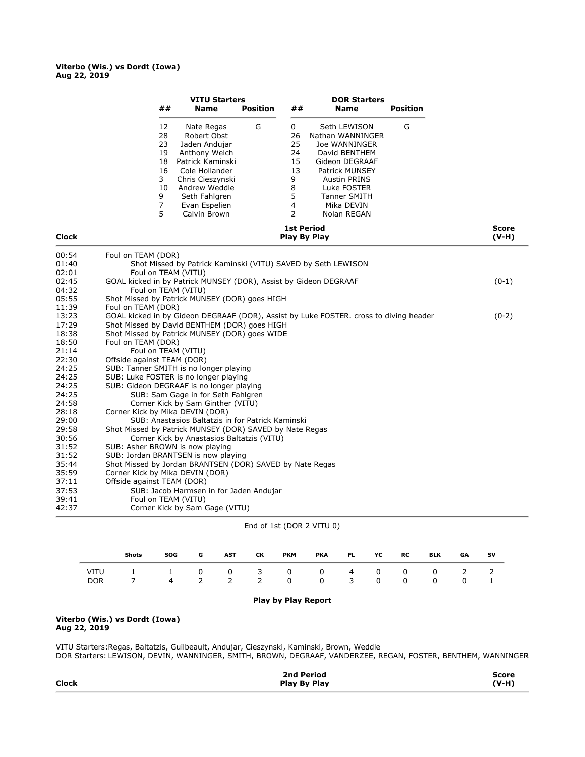**Viterbo (Wis.) vs Dordt (Iowa)**
**Aug 22, 2019**

| VITU Starters ## | Name | Position | DOR Starters ## | Name | Position |
|---|---|---|---|---|---|
| 12 | Nate Regas | G | 0 | Seth LEWISON | G |
| 28 | Robert Obst | | 26 | Nathan WANNINGER | |
| 23 | Jaden Andujar | | 25 | Joe WANNINGER | |
| 19 | Anthony Welch | | 24 | David BENTHEM | |
| 18 | Patrick Kaminski | | 15 | Gideon DEGRAAF | |
| 16 | Cole Hollander | | 13 | Patrick MUNSEY | |
| 3 | Chris Cieszynski | | 9 | Austin PRINS | |
| 10 | Andrew Weddle | | 8 | Luke FOSTER | |
| 9 | Seth Fahlgren | | 5 | Tanner SMITH | |
| 7 | Evan Espelien | | 4 | Mika DEVIN | |
| 5 | Calvin Brown | | 2 | Nolan REGAN | |

| Clock | 1st Period Play By Play | Score (V-H) |
|---|---|---|
| 00:54 | Foul on TEAM (DOR) | |
| 01:40 | Shot Missed by Patrick Kaminski (VITU) SAVED by Seth LEWISON | |
| 02:01 | Foul on TEAM (VITU) | |
| 02:45 | GOAL kicked in by Patrick MUNSEY (DOR), Assist by Gideon DEGRAAF | (0-1) |
| 04:32 | Foul on TEAM (VITU) | |
| 05:55 | Shot Missed by Patrick MUNSEY (DOR) goes HIGH | |
| 11:39 | Foul on TEAM (DOR) | |
| 13:23 | GOAL kicked in by Gideon DEGRAAF (DOR), Assist by Luke FOSTER. cross to diving header | (0-2) |
| 17:29 | Shot Missed by David BENTHEM (DOR) goes HIGH | |
| 18:38 | Shot Missed by Patrick MUNSEY (DOR) goes WIDE | |
| 18:50 | Foul on TEAM (DOR) | |
| 21:14 | Foul on TEAM (VITU) | |
| 22:30 | Offside against TEAM (DOR) | |
| 24:25 | SUB: Tanner SMITH is no longer playing | |
| 24:25 | SUB: Luke FOSTER is no longer playing | |
| 24:25 | SUB: Gideon DEGRAAF is no longer playing | |
| 24:25 | SUB: Sam Gage in for Seth Fahlgren | |
| 24:58 | Corner Kick by Sam Ginther (VITU) | |
| 28:18 | Corner Kick by Mika DEVIN (DOR) | |
| 29:00 | SUB: Anastasios Baltatzis in for Patrick Kaminski | |
| 29:58 | Shot Missed by Patrick MUNSEY (DOR) SAVED by Nate Regas | |
| 30:56 | Corner Kick by Anastasios Baltatzis (VITU) | |
| 31:52 | SUB: Asher BROWN is now playing | |
| 31:52 | SUB: Jordan BRANTSEN is now playing | |
| 35:44 | Shot Missed by Jordan BRANTSEN (DOR) SAVED by Nate Regas | |
| 35:59 | Corner Kick by Mika DEVIN (DOR) | |
| 37:11 | Offside against TEAM (DOR) | |
| 37:53 | SUB: Jacob Harmsen in for Jaden Andujar | |
| 39:41 | Foul on TEAM (VITU) | |
| 42:37 | Corner Kick by Sam Gage (VITU) | |

End of 1st (DOR 2 VITU 0)

| | Shots | SOG | G | AST | CK | PKM | PKA | FL | YC | RC | BLK | GA | SV |
|---|---|---|---|---|---|---|---|---|---|---|---|---|---|
| VITU | 1 | 1 | 0 | 0 | 3 | 0 | 0 | 4 | 0 | 0 | 0 | 2 | 2 |
| DOR | 7 | 4 | 2 | 2 | 2 | 0 | 0 | 3 | 0 | 0 | 0 | 0 | 1 |

**Play by Play Report**

**Viterbo (Wis.) vs Dordt (Iowa)**
**Aug 22, 2019**

VITU Starters:Regas, Baltatzis, Guilbeault, Andujar, Cieszynski, Kaminski, Brown, Weddle
DOR Starters: LEWISON, DEVIN, WANNINGER, SMITH, BROWN, DEGRAAF, VANDERZEE, REGAN, FOSTER, BENTHEM, WANNINGER

| Clock | 2nd Period Play By Play | Score (V-H) |
|---|---|---|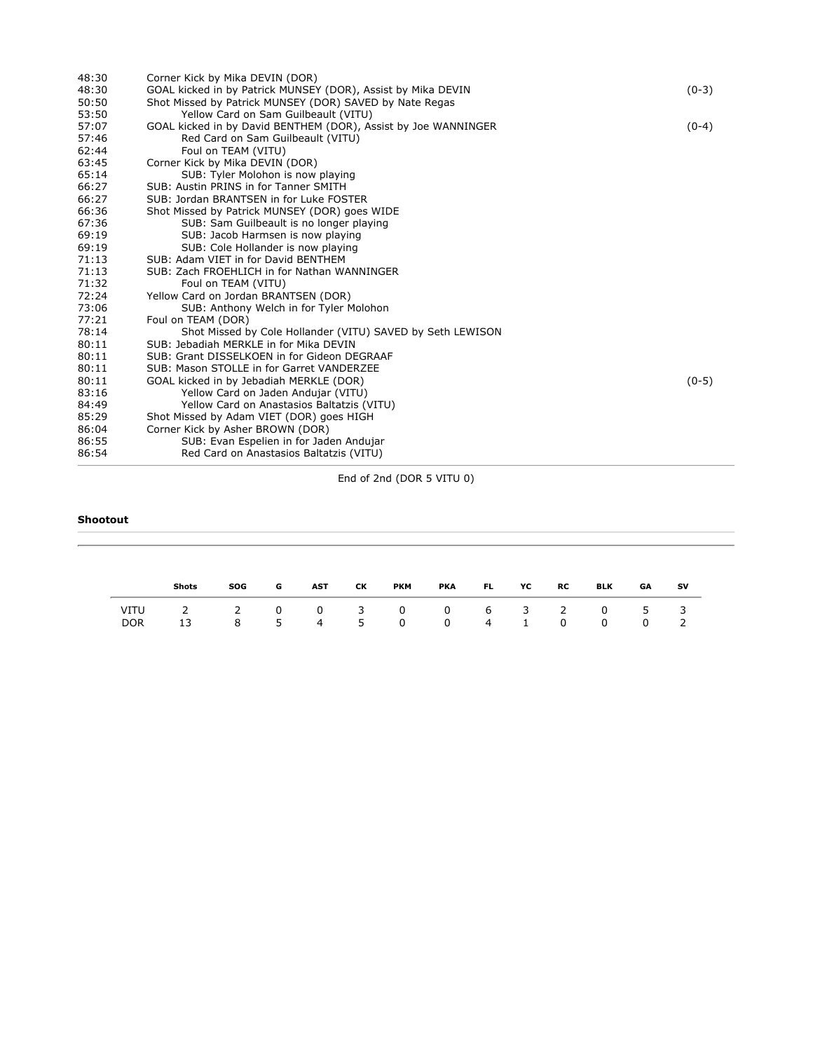| | | |
|---|---|---|
| 48:30 | Corner Kick by Mika DEVIN (DOR) | |
| 48:30 | GOAL kicked in by Patrick MUNSEY (DOR), Assist by Mika DEVIN | (0-3) |
| 50:50 | Shot Missed by Patrick MUNSEY (DOR) SAVED by Nate Regas | |
| 53:50 | Yellow Card on Sam Guilbeault (VITU) | |
| 57:07 | GOAL kicked in by David BENTHEM (DOR), Assist by Joe WANNINGER | (0-4) |
| 57:46 | Red Card on Sam Guilbeault (VITU) | |
| 62:44 | Foul on TEAM (VITU) | |
| 63:45 | Corner Kick by Mika DEVIN (DOR) | |
| 65:14 | SUB: Tyler Molohon is now playing | |
| 66:27 | SUB: Austin PRINS in for Tanner SMITH | |
| 66:27 | SUB: Jordan BRANTSEN in for Luke FOSTER | |
| 66:36 | Shot Missed by Patrick MUNSEY (DOR) goes WIDE | |
| 67:36 | SUB: Sam Guilbeault is no longer playing | |
| 69:19 | SUB: Jacob Harmsen is now playing | |
| 69:19 | SUB: Cole Hollander is now playing | |
| 71:13 | SUB: Adam VIET in for David BENTHEM | |
| 71:13 | SUB: Zach FROEHLICH in for Nathan WANNINGER | |
| 71:32 | Foul on TEAM (VITU) | |
| 72:24 | Yellow Card on Jordan BRANTSEN (DOR) | |
| 73:06 | SUB: Anthony Welch in for Tyler Molohon | |
| 77:21 | Foul on TEAM (DOR) | |
| 78:14 | Shot Missed by Cole Hollander (VITU) SAVED by Seth LEWISON | |
| 80:11 | SUB: Jebadiah MERKLE in for Mika DEVIN | |
| 80:11 | SUB: Grant DISSELKOEN in for Gideon DEGRAAF | |
| 80:11 | SUB: Mason STOLLE in for Garret VANDERZEE | |
| 80:11 | GOAL kicked in by Jebadiah MERKLE (DOR) | (0-5) |
| 83:16 | Yellow Card on Jaden Andujar (VITU) | |
| 84:49 | Yellow Card on Anastasios Baltatzis (VITU) | |
| 85:29 | Shot Missed by Adam VIET (DOR) goes HIGH | |
| 86:04 | Corner Kick by Asher BROWN (DOR) | |
| 86:55 | SUB: Evan Espelien in for Jaden Andujar | |
| 86:54 | Red Card on Anastasios Baltatzis (VITU) | |

End of 2nd (DOR 5 VITU 0)

**Shootout**

| | Shots | SOG | G | AST | CK | PKM | PKA | FL | YC | RC | BLK | GA | SV |
|---|---|---|---|---|---|---|---|---|---|---|---|---|---|
| VITU | 2 | 2 | 0 | 0 | 3 | 0 | 0 | 6 | 3 | 2 | 0 | 5 | 3 |
| DOR | 13 | 8 | 5 | 4 | 5 | 0 | 0 | 4 | 1 | 0 | 0 | 0 | 2 |